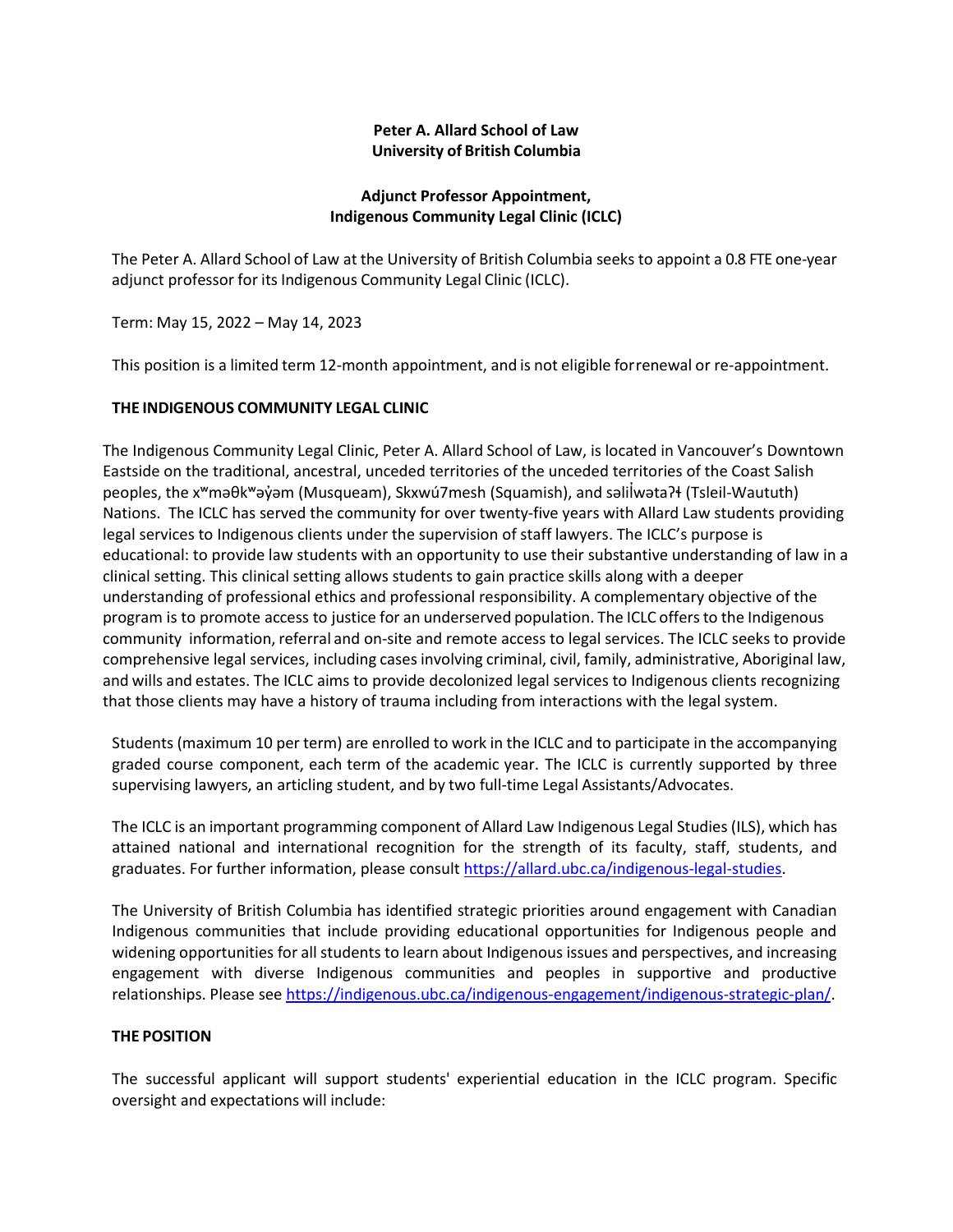**Peter A. Allard School of Law**
**University of British Columbia**

**Adjunct Professor Appointment,**
**Indigenous Community Legal Clinic (ICLC)**

The Peter A. Allard School of Law at the University of British Columbia seeks to appoint a 0.8 FTE one-year adjunct professor for its Indigenous Community Legal Clinic (ICLC).

Term: May 15, 2022 – May 14, 2023

This position is a limited term 12-month appointment, and is not eligible forrenewal or re-appointment.

## THE INDIGENOUS COMMUNITY LEGAL CLINIC

The Indigenous Community Legal Clinic, Peter A. Allard School of Law, is located in Vancouver's Downtown Eastside on the traditional, ancestral, unceded territories of the unceded territories of the Coast Salish peoples, the xʷməθkʷəy̓əm (Musqueam), Skxwú7mesh (Squamish), and səlilw̓ətaʔɬ (Tsleil-Waututh) Nations. The ICLC has served the community for over twenty-five years with Allard Law students providing legal services to Indigenous clients under the supervision of staff lawyers. The ICLC's purpose is educational: to provide law students with an opportunity to use their substantive understanding of law in a clinical setting. This clinical setting allows students to gain practice skills along with a deeper understanding of professional ethics and professional responsibility. A complementary objective of the program is to promote access to justice for an underserved population. The ICLC offers to the Indigenous community information, referral and on-site and remote access to legal services. The ICLC seeks to provide comprehensive legal services, including cases involving criminal, civil, family, administrative, Aboriginal law, and wills and estates. The ICLC aims to provide decolonized legal services to Indigenous clients recognizing that those clients may have a history of trauma including from interactions with the legal system.

Students (maximum 10 per term) are enrolled to work in the ICLC and to participate in the accompanying graded course component, each term of the academic year. The ICLC is currently supported by three supervising lawyers, an articling student, and by two full-time Legal Assistants/Advocates.

The ICLC is an important programming component of Allard Law Indigenous Legal Studies (ILS), which has attained national and international recognition for the strength of its faculty, staff, students, and graduates. For further information, please consult https://allard.ubc.ca/indigenous-legal-studies.

The University of British Columbia has identified strategic priorities around engagement with Canadian Indigenous communities that include providing educational opportunities for Indigenous people and widening opportunities for all students to learn about Indigenous issues and perspectives, and increasing engagement with diverse Indigenous communities and peoples in supportive and productive relationships. Please see https://indigenous.ubc.ca/indigenous-engagement/indigenous-strategic-plan/.

## THE POSITION

The successful applicant will support students' experiential education in the ICLC program. Specific oversight and expectations will include: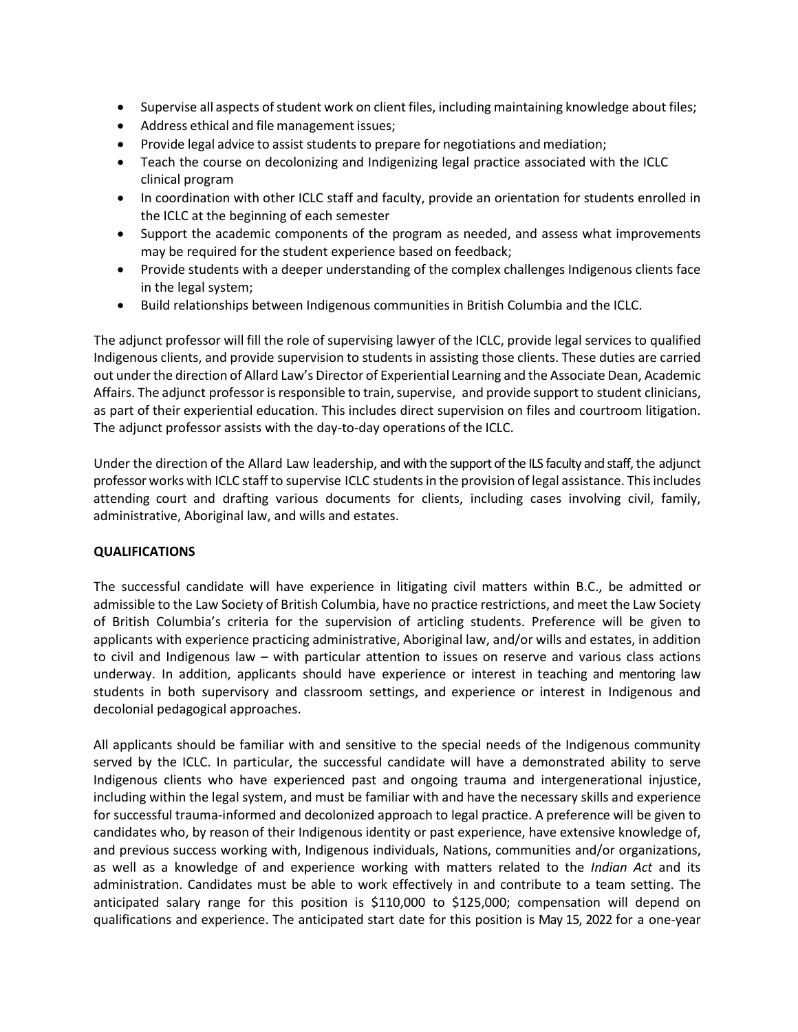- Supervise all aspects of student work on client files, including maintaining knowledge about files;
- Address ethical and file management issues;
- Provide legal advice to assist students to prepare for negotiations and mediation;
- Teach the course on decolonizing and Indigenizing legal practice associated with the ICLC clinical program
- In coordination with other ICLC staff and faculty, provide an orientation for students enrolled in the ICLC at the beginning of each semester
- Support the academic components of the program as needed, and assess what improvements may be required for the student experience based on feedback;
- Provide students with a deeper understanding of the complex challenges Indigenous clients face in the legal system;
- Build relationships between Indigenous communities in British Columbia and the ICLC.

The adjunct professor will fill the role of supervising lawyer of the ICLC, provide legal services to qualified Indigenous clients, and provide supervision to students in assisting those clients. These duties are carried out under the direction of Allard Law's Director of Experiential Learning and the Associate Dean, Academic Affairs. The adjunct professor is responsible to train, supervise, and provide support to student clinicians, as part of their experiential education. This includes direct supervision on files and courtroom litigation. The adjunct professor assists with the day-to-day operations of the ICLC.

Under the direction of the Allard Law leadership, and with the support of the ILS faculty and staff, the adjunct professor works with ICLC staff to supervise ICLC students in the provision of legal assistance. This includes attending court and drafting various documents for clients, including cases involving civil, family, administrative, Aboriginal law, and wills and estates.

**QUALIFICATIONS**

The successful candidate will have experience in litigating civil matters within B.C., be admitted or admissible to the Law Society of British Columbia, have no practice restrictions, and meet the Law Society of British Columbia's criteria for the supervision of articling students. Preference will be given to applicants with experience practicing administrative, Aboriginal law, and/or wills and estates, in addition to civil and Indigenous law – with particular attention to issues on reserve and various class actions underway. In addition, applicants should have experience or interest in teaching and mentoring law students in both supervisory and classroom settings, and experience or interest in Indigenous and decolonial pedagogical approaches.

All applicants should be familiar with and sensitive to the special needs of the Indigenous community served by the ICLC. In particular, the successful candidate will have a demonstrated ability to serve Indigenous clients who have experienced past and ongoing trauma and intergenerational injustice, including within the legal system, and must be familiar with and have the necessary skills and experience for successful trauma-informed and decolonized approach to legal practice. A preference will be given to candidates who, by reason of their Indigenous identity or past experience, have extensive knowledge of, and previous success working with, Indigenous individuals, Nations, communities and/or organizations, as well as a knowledge of and experience working with matters related to the *Indian Act* and its administration. Candidates must be able to work effectively in and contribute to a team setting. The anticipated salary range for this position is $110,000 to $125,000; compensation will depend on qualifications and experience. The anticipated start date for this position is May 15, 2022 for a one-year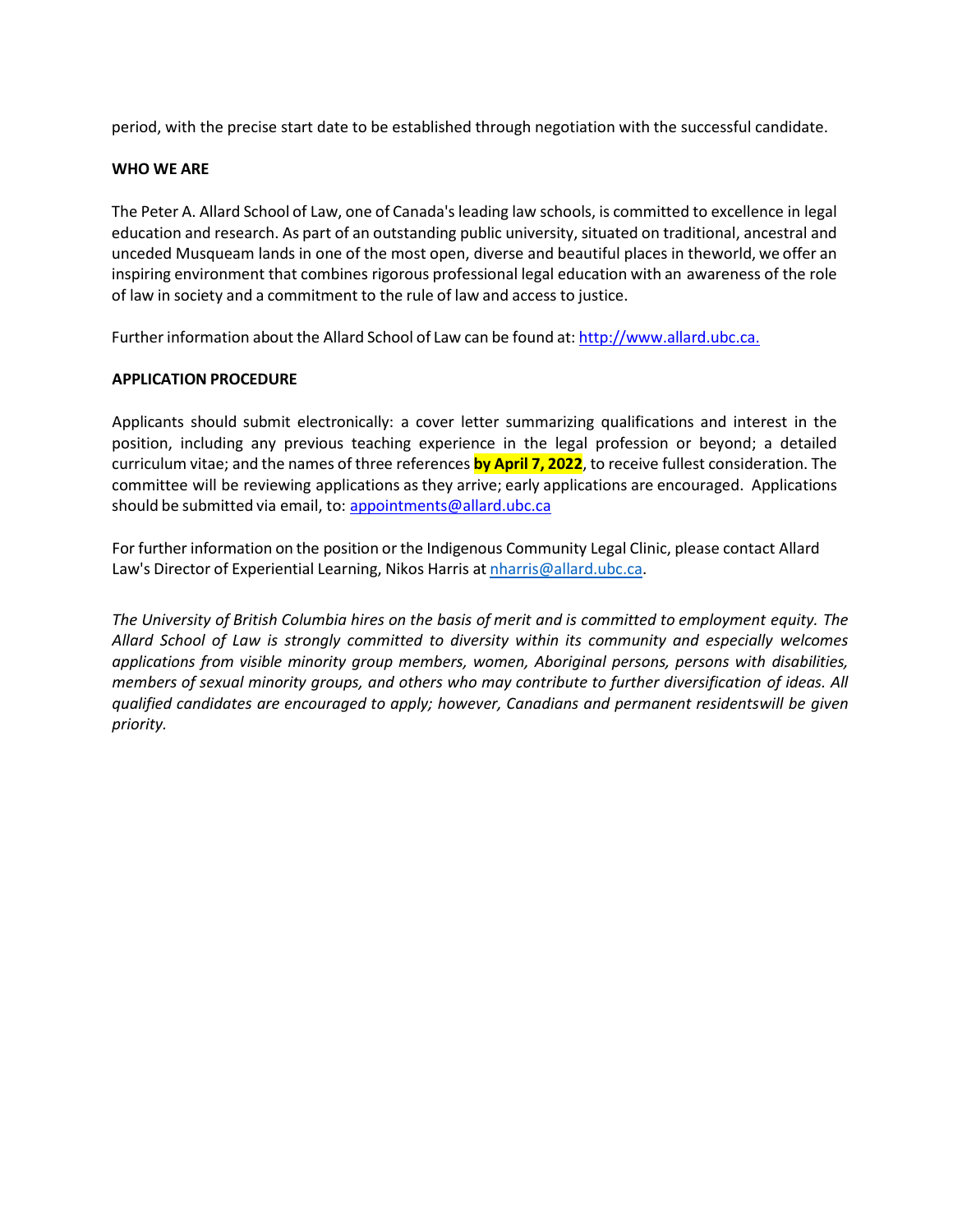period, with the precise start date to be established through negotiation with the successful candidate.

**WHO WE ARE**

The Peter A. Allard School of Law, one of Canada's leading law schools, is committed to excellence in legal education and research. As part of an outstanding public university, situated on traditional, ancestral and unceded Musqueam lands in one of the most open, diverse and beautiful places in theworld, we offer an inspiring environment that combines rigorous professional legal education with an awareness of the role of law in society and a commitment to the rule of law and access to justice.

Further information about the Allard School of Law can be found at: [http://www.allard.ubc.ca.](http://www.allard.ubc.ca)

**APPLICATION PROCEDURE**

Applicants should submit electronically: a cover letter summarizing qualifications and interest in the position, including any previous teaching experience in the legal profession or beyond; a detailed curriculum vitae; and the names of three references **by April 7, 2022**, to receive fullest consideration. The committee will be reviewing applications as they arrive; early applications are encouraged. Applications should be submitted via email, to: [appointments@allard.ubc.ca](mailto:appointments@allard.ubc.ca)

For further information on the position or the Indigenous Community Legal Clinic, please contact Allard Law's Director of Experiential Learning, Nikos Harris at [nharris@allard.ubc.ca](mailto:nharris@allard.ubc.ca).

*The University of British Columbia hires on the basis of merit and is committed to employment equity. The Allard School of Law is strongly committed to diversity within its community and especially welcomes applications from visible minority group members, women, Aboriginal persons, persons with disabilities, members of sexual minority groups, and others who may contribute to further diversification of ideas. All qualified candidates are encouraged to apply; however, Canadians and permanent residentswill be given priority.*